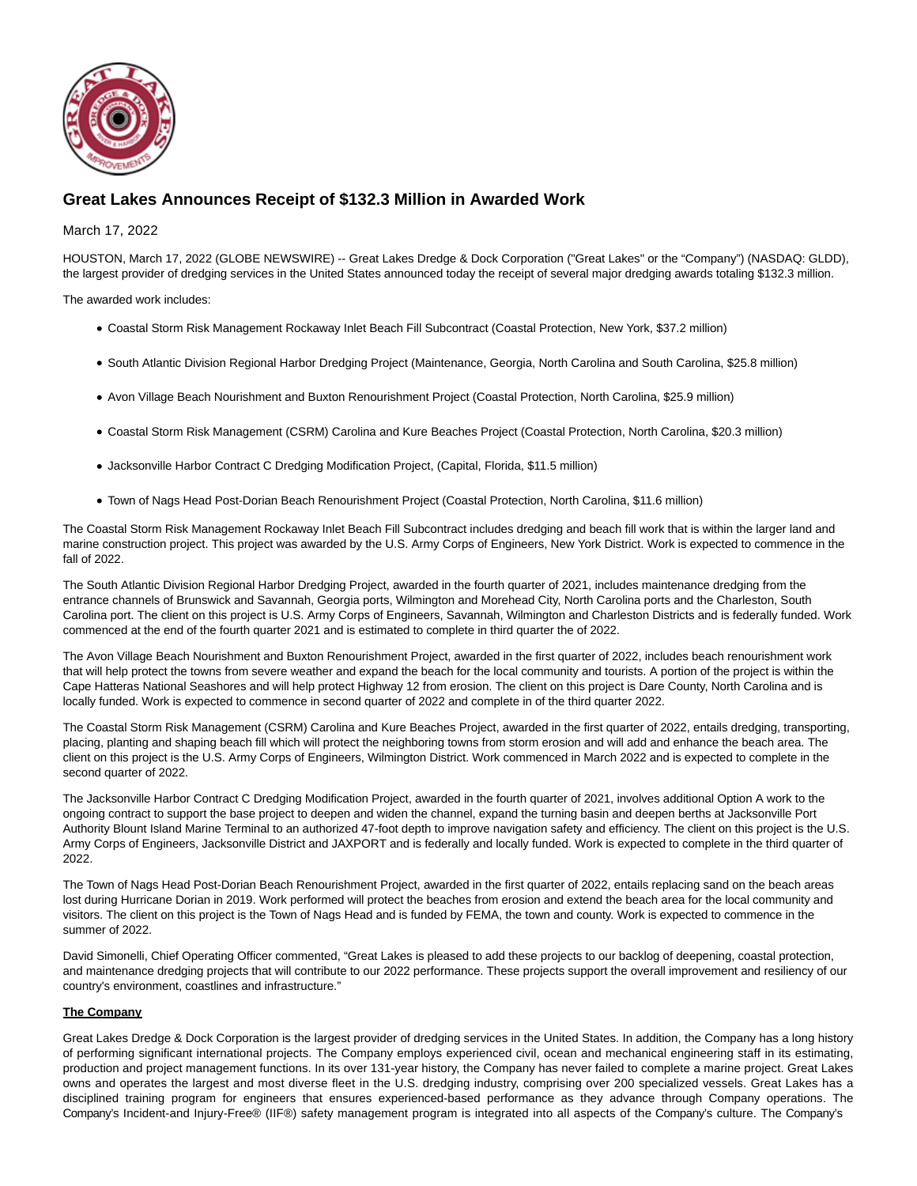# Great Lakes Announces Receipt of $132.3 Million in Awarded Work

March 17, 2022

HOUSTON, March 17, 2022 (GLOBE NEWSWIRE) -- Great Lakes Dredge & Dock Corporation ("Great Lakes" or the "Company") (NASDAQ: GLDD), the largest provider of dredging services in the United States announced today the receipt of several major dredging awards totaling $132.3 million.

The awarded work includes:

- Coastal Storm Risk Management Rockaway Inlet Beach Fill Subcontract (Coastal Protection, New York, $37.2 million)
- South Atlantic Division Regional Harbor Dredging Project (Maintenance, Georgia, North Carolina and South Carolina, $25.8 million)
- Avon Village Beach Nourishment and Buxton Renourishment Project (Coastal Protection, North Carolina, $25.9 million)
- Coastal Storm Risk Management (CSRM) Carolina and Kure Beaches Project (Coastal Protection, North Carolina, $20.3 million)
- Jacksonville Harbor Contract C Dredging Modification Project, (Capital, Florida, $11.5 million)
- Town of Nags Head Post-Dorian Beach Renourishment Project (Coastal Protection, North Carolina, $11.6 million)

The Coastal Storm Risk Management Rockaway Inlet Beach Fill Subcontract includes dredging and beach fill work that is within the larger land and marine construction project. This project was awarded by the U.S. Army Corps of Engineers, New York District. Work is expected to commence in the fall of 2022.

The South Atlantic Division Regional Harbor Dredging Project, awarded in the fourth quarter of 2021, includes maintenance dredging from the entrance channels of Brunswick and Savannah, Georgia ports, Wilmington and Morehead City, North Carolina ports and the Charleston, South Carolina port. The client on this project is U.S. Army Corps of Engineers, Savannah, Wilmington and Charleston Districts and is federally funded. Work commenced at the end of the fourth quarter 2021 and is estimated to complete in third quarter the of 2022.

The Avon Village Beach Nourishment and Buxton Renourishment Project, awarded in the first quarter of 2022, includes beach renourishment work that will help protect the towns from severe weather and expand the beach for the local community and tourists. A portion of the project is within the Cape Hatteras National Seashores and will help protect Highway 12 from erosion. The client on this project is Dare County, North Carolina and is locally funded. Work is expected to commence in second quarter of 2022 and complete in of the third quarter 2022.

The Coastal Storm Risk Management (CSRM) Carolina and Kure Beaches Project, awarded in the first quarter of 2022, entails dredging, transporting, placing, planting and shaping beach fill which will protect the neighboring towns from storm erosion and will add and enhance the beach area. The client on this project is the U.S. Army Corps of Engineers, Wilmington District. Work commenced in March 2022 and is expected to complete in the second quarter of 2022.

The Jacksonville Harbor Contract C Dredging Modification Project, awarded in the fourth quarter of 2021, involves additional Option A work to the ongoing contract to support the base project to deepen and widen the channel, expand the turning basin and deepen berths at Jacksonville Port Authority Blount Island Marine Terminal to an authorized 47-foot depth to improve navigation safety and efficiency. The client on this project is the U.S. Army Corps of Engineers, Jacksonville District and JAXPORT and is federally and locally funded. Work is expected to complete in the third quarter of 2022.

The Town of Nags Head Post-Dorian Beach Renourishment Project, awarded in the first quarter of 2022, entails replacing sand on the beach areas lost during Hurricane Dorian in 2019. Work performed will protect the beaches from erosion and extend the beach area for the local community and visitors. The client on this project is the Town of Nags Head and is funded by FEMA, the town and county. Work is expected to commence in the summer of 2022.

David Simonelli, Chief Operating Officer commented, "Great Lakes is pleased to add these projects to our backlog of deepening, coastal protection, and maintenance dredging projects that will contribute to our 2022 performance. These projects support the overall improvement and resiliency of our country's environment, coastlines and infrastructure."

**The Company**

Great Lakes Dredge & Dock Corporation is the largest provider of dredging services in the United States. In addition, the Company has a long history of performing significant international projects. The Company employs experienced civil, ocean and mechanical engineering staff in its estimating, production and project management functions. In its over 131-year history, the Company has never failed to complete a marine project. Great Lakes owns and operates the largest and most diverse fleet in the U.S. dredging industry, comprising over 200 specialized vessels. Great Lakes has a disciplined training program for engineers that ensures experienced-based performance as they advance through Company operations. The Company's Incident-and Injury-Free® (IIF®) safety management program is integrated into all aspects of the Company's culture. The Company's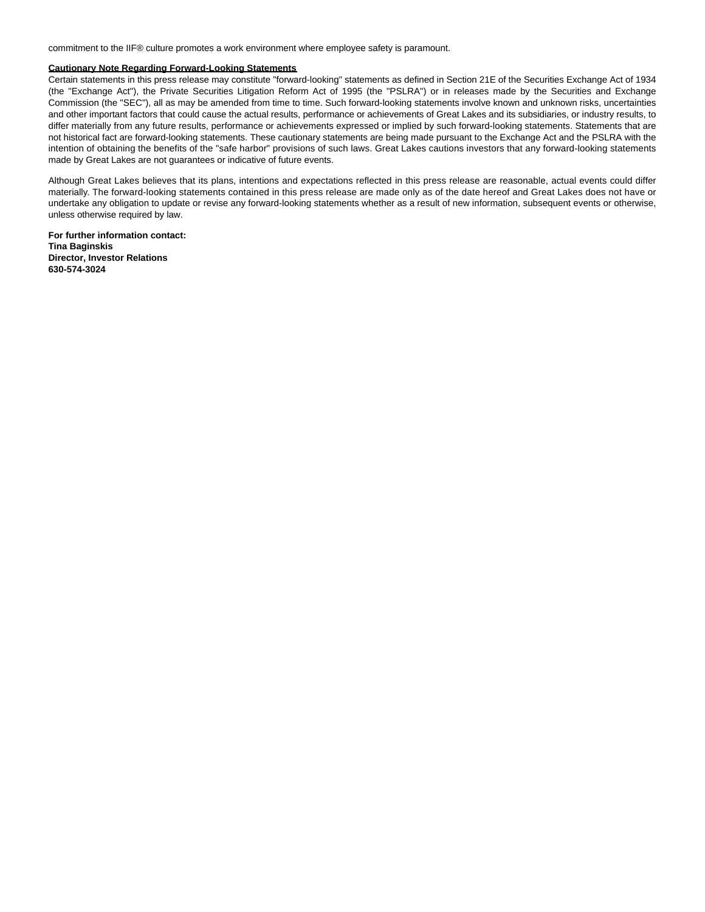commitment to the IIF® culture promotes a work environment where employee safety is paramount.

**Cautionary Note Regarding Forward-Looking Statements**

Certain statements in this press release may constitute "forward-looking" statements as defined in Section 21E of the Securities Exchange Act of 1934 (the "Exchange Act"), the Private Securities Litigation Reform Act of 1995 (the "PSLRA") or in releases made by the Securities and Exchange Commission (the "SEC"), all as may be amended from time to time. Such forward-looking statements involve known and unknown risks, uncertainties and other important factors that could cause the actual results, performance or achievements of Great Lakes and its subsidiaries, or industry results, to differ materially from any future results, performance or achievements expressed or implied by such forward-looking statements. Statements that are not historical fact are forward-looking statements. These cautionary statements are being made pursuant to the Exchange Act and the PSLRA with the intention of obtaining the benefits of the "safe harbor" provisions of such laws. Great Lakes cautions investors that any forward-looking statements made by Great Lakes are not guarantees or indicative of future events.

Although Great Lakes believes that its plans, intentions and expectations reflected in this press release are reasonable, actual events could differ materially. The forward-looking statements contained in this press release are made only as of the date hereof and Great Lakes does not have or undertake any obligation to update or revise any forward-looking statements whether as a result of new information, subsequent events or otherwise, unless otherwise required by law.

**For further information contact:**
**Tina Baginskis**
**Director, Investor Relations**
**630-574-3024**